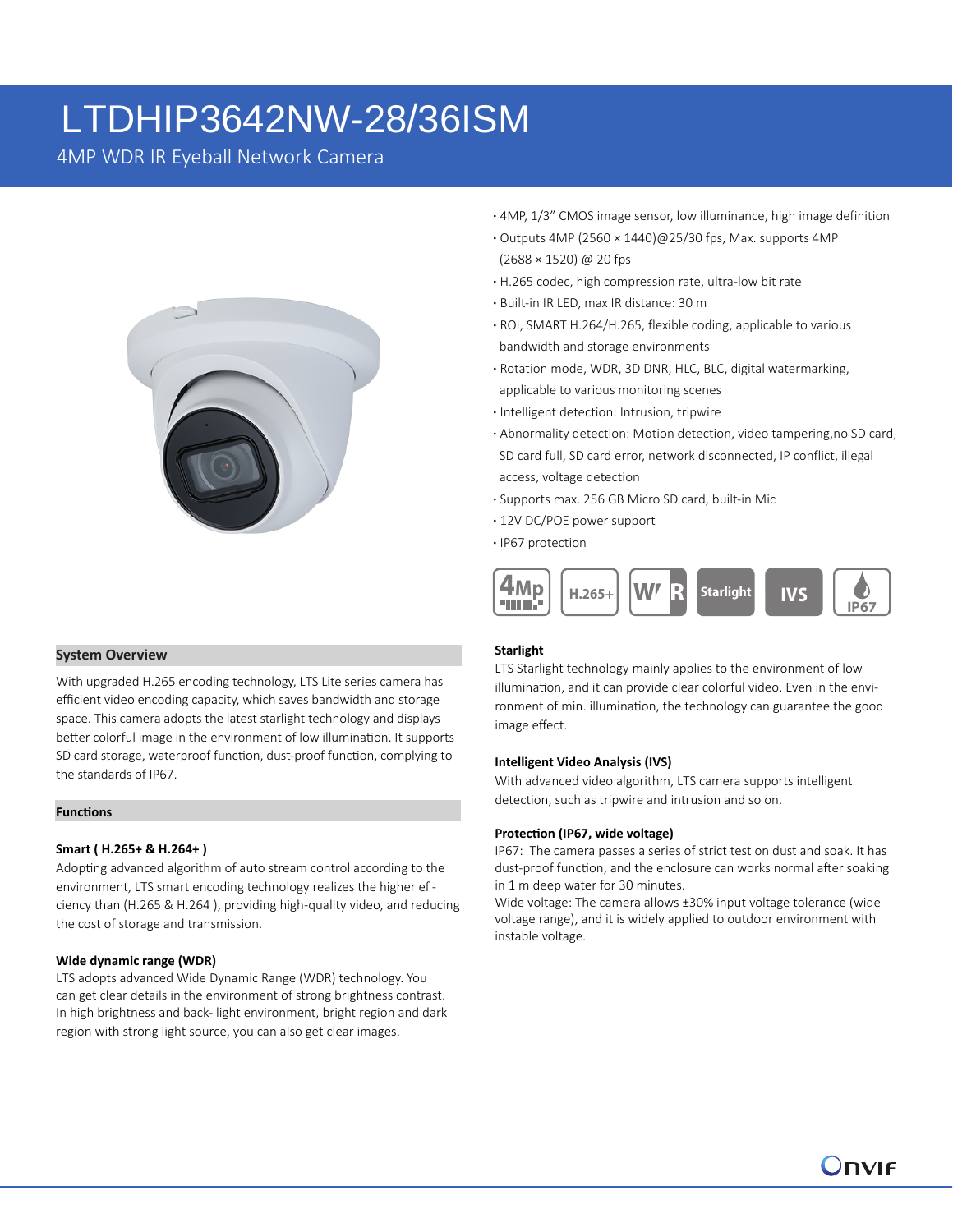# LTDHIP3642NW-28/36ISM

4MP WDR IR Eyeball Network Camera

- 4MP, 1/3" CMOS image sensor, low illuminance, high image definition
- Outputs 4MP (2560 × 1440)@25/30 fps, Max. supports 4MP (2688 × 1520) @ 20 fps
- H.265 codec, high compression rate, ultra-low bit rate
- Built-in IR LED, max IR distance: 30 m
- ROI, SMART H.264/H.265, flexible coding, applicable to various bandwidth and storage environments
- Rotation mode, WDR, 3D DNR, HLC, BLC, digital watermarking, applicable to various monitoring scenes
- Intelligent detection: Intrusion, tripwire
- Abnormality detection: Motion detection, video tampering,no SD card, SD card full, SD card error, network disconnected, IP conflict, illegal access, voltage detection
- Supports max. 256 GB Micro SD card, built-in Mic
- 12V DC/POE power support
- IP67 protection

4Mp | H.265+ | WDR | Starlight | IVS | IP67

## System Overview

With upgraded H.265 encoding technology, LTS Lite series camera has efficient video encoding capacity, which saves bandwidth and storage space. This camera adopts the latest starlight technology and displays better colorful image in the environment of low illumination. It supports SD card storage, waterproof function, dust-proof function, complying to the standards of IP67.

## Functions

### Smart ( H.265+ & H.264+ )

Adopting advanced algorithm of auto stream control according to the environment, LTS smart encoding technology realizes the higher ef - ciency than (H.265 & H.264 ), providing high-quality video, and reducing the cost of storage and transmission.

### Wide dynamic range (WDR)

LTS adopts advanced Wide Dynamic Range (WDR) technology. You can get clear details in the environment of strong brightness contrast. In high brightness and back- light environment, bright region and dark region with strong light source, you can also get clear images.

### Starlight

LTS Starlight technology mainly applies to the environment of low illumination, and it can provide clear colorful video. Even in the environment of min. illumination, the technology can guarantee the good image effect.

### Intelligent Video Analysis (IVS)

With advanced video algorithm, LTS camera supports intelligent detection, such as tripwire and intrusion and so on.

### Protection (IP67, wide voltage)

IP67: The camera passes a series of strict test on dust and soak. It has dust-proof function, and the enclosure can works normal after soaking in 1 m deep water for 30 minutes.
Wide voltage: The camera allows ±30% input voltage tolerance (wide voltage range), and it is widely applied to outdoor environment with instable voltage.

ONVIF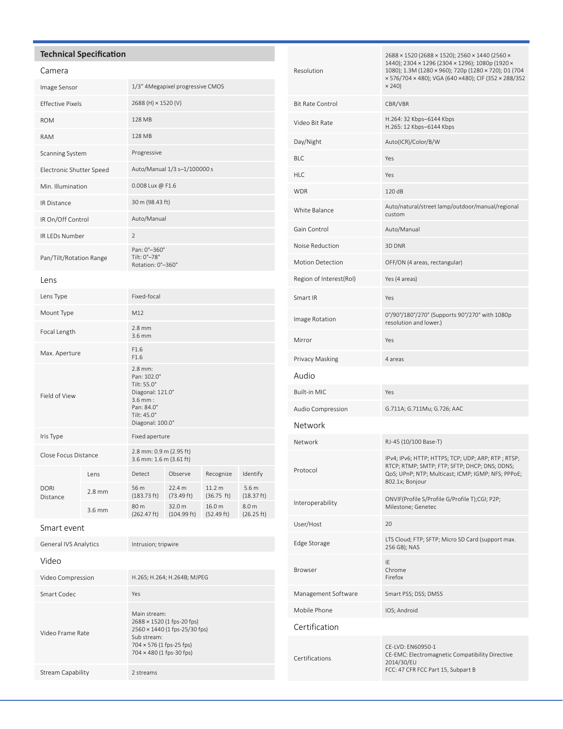## Technical Specification

### Camera

| | |
|---|---|
| Image Sensor | 1/3" 4Megapixel progressive CMOS |
| Effective Pixels | 2688 (H) × 1520 (V) |
| ROM | 128 MB |
| RAM | 128 MB |
| Scanning System | Progressive |
| Electronic Shutter Speed | Auto/Manual 1/3 s–1/100000 s |
| Min. Illumination | 0.008 Lux @ F1.6 |
| IR Distance | 30 m (98.43 ft) |
| IR On/Off Control | Auto/Manual |
| IR LEDs Number | 2 |
| Pan/Tilt/Rotation Range | Pan: 0°–360°<br>Tilt: 0°–78°<br>Rotation: 0°–360° |

### Lens

| | |
|---|---|
| Lens Type | Fixed-focal |
| Mount Type | M12 |
| Focal Length | 2.8 mm<br>3.6 mm |
| Max. Aperture | F1.6<br>F1.6 |
| Field of View | 2.8 mm:<br>Pan: 102.0°<br>Tilt: 55.0°<br>Diagonal: 121.0°<br>3.6 mm :<br>Pan: 84.0°<br>Tilt: 45.0°<br>Diagonal: 100.0° |
| Iris Type | Fixed aperture |
| Close Focus Distance | 2.8 mm: 0.9 m (2.95 ft)<br>3.6 mm: 1.6 m (3.61 ft) |

| DORI Distance | Lens | Detect | Observe | Recognize | Identify |
|---|---|---|---|---|---|
| | 2.8 mm | 56 m (183.73 ft) | 22.4 m (73.49 ft) | 11.2 m (36.75 ft) | 5.6 m (18.37 ft) |
| | 3.6 mm | 80 m (262.47 ft) | 32.0 m (104.99 ft) | 16.0 m (52.49 ft) | 8.0 m (26.25 ft) |

### Smart event

| | |
|---|---|
| General IVS Analytics | Intrusion; tripwire |

### Video

| | |
|---|---|
| Video Compression | H.265; H.264; H.264B; MJPEG |
| Smart Codec | Yes |
| Video Frame Rate | Main stream:<br>2688 × 1520 (1 fps-20 fps)<br>2560 × 1440 (1 fps-25/30 fps)<br>Sub stream:<br>704 × 576 (1 fps-25 fps)<br>704 × 480 (1 fps-30 fps) |
| Stream Capability | 2 streams |
| Resolution | 2688 × 1520 (2688 × 1520); 2560 × 1440 (2560 × 1440); 2304 × 1296 (2304 × 1296); 1080p (1920 × 1080); 1.3M (1280 × 960); 720p (1280 × 720); D1 (704 × 576/704 × 480); VGA (640 ×480); CIF (352 × 288/352 × 240) |
| Bit Rate Control | CBR/VBR |
| Video Bit Rate | H.264: 32 Kbps–6144 Kbps<br>H.265: 12 Kbps–6144 Kbps |
| Day/Night | Auto(ICR)/Color/B/W |
| BLC | Yes |
| HLC | Yes |
| WDR | 120 dB |
| White Balance | Auto/natural/street lamp/outdoor/manual/regional custom |
| Gain Control | Auto/Manual |
| Noise Reduction | 3D DNR |
| Motion Detection | OFF/ON (4 areas, rectangular) |
| Region of Interest(RoI) | Yes (4 areas) |
| Smart IR | Yes |
| Image Rotation | 0°/90°/180°/270° (Supports 90°/270° with 1080p resolution and lower.) |
| Mirror | Yes |
| Privacy Masking | 4 areas |

### Audio

| | |
|---|---|
| Built-in MIC | Yes |
| Audio Compression | G.711A; G.711Mu; G.726; AAC |

### Network

| | |
|---|---|
| Network | RJ-45 (10/100 Base-T) |
| Protocol | IPv4; IPv6; HTTP; HTTPS; TCP; UDP; ARP; RTP ; RTSP; RTCP; RTMP; SMTP; FTP; SFTP; DHCP; DNS; DDNS; QoS; UPnP; NTP; Multicast; ICMP; IGMP; NFS; PPPoE; 802.1x; Bonjour |
| Interoperability | ONVIF(Profile S/Profile G/Profile T);CGI; P2P; Milestone; Genetec |
| User/Host | 20 |
| Edge Storage | LTS Cloud; FTP; SFTP; Micro SD Card (support max. 256 GB); NAS |
| Browser | IE<br>Chrome<br>Firefox |
| Management Software | Smart PSS; DSS; DMSS |
| Mobile Phone | IOS; Android |

### Certification

| | |
|---|---|
| Certifications | CE-LVD: EN60950-1<br>CE-EMC: Electromagnetic Compatibility Directive 2014/30/EU<br>FCC: 47 CFR FCC Part 15, Subpart B |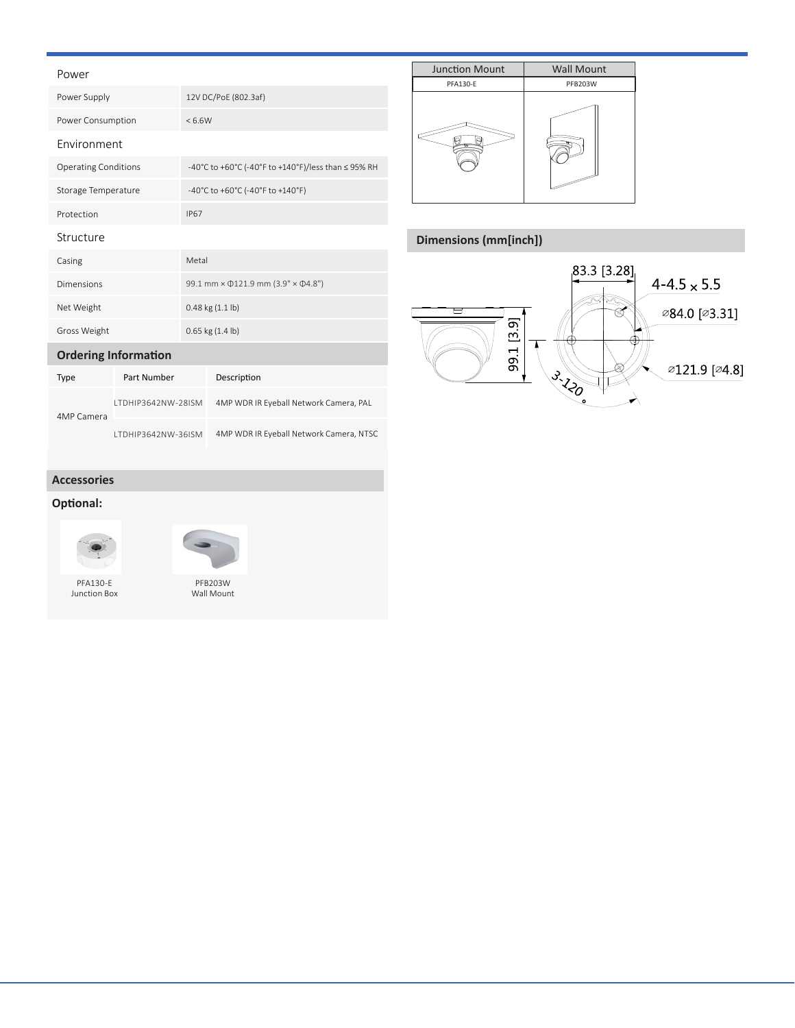## Power

| | |
|---|---|
| Power Supply | 12V DC/PoE (802.3af) |
| Power Consumption | < 6.6W |

## Environment

| | |
|---|---|
| Operating Conditions | -40°C to +60°C (-40°F to +140°F)/less than ≤ 95% RH |
| Storage Temperature | -40°C to +60°C (-40°F to +140°F) |
| Protection | IP67 |

## Structure

| | |
|---|---|
| Casing | Metal |
| Dimensions | 99.1 mm × Φ121.9 mm (3.9" × Φ4.8") |
| Net Weight | 0.48 kg (1.1 lb) |
| Gross Weight | 0.65 kg (1.4 lb) |

## Ordering Information

| Type | Part Number | Description |
|---|---|---|
| 4MP Camera | LTDHIP3642NW-28ISM | 4MP WDR IR Eyeball Network Camera, PAL |
| | LTDHIP3642NW-36ISM | 4MP WDR IR Eyeball Network Camera, NTSC |

## Accessories

**Optional:**

PFA130-E
Junction Box

PFB203W
Wall Mount

| Junction Mount | Wall Mount |
|---|---|
| PFA130-E | PFB203W |

## Dimensions (mm[inch])

83.3 [3.28]

4-4.5 × 5.5

⌀84.0 [⌀3.31]

99.1 [3.9]

⌀121.9 [⌀4.8]

3-120°